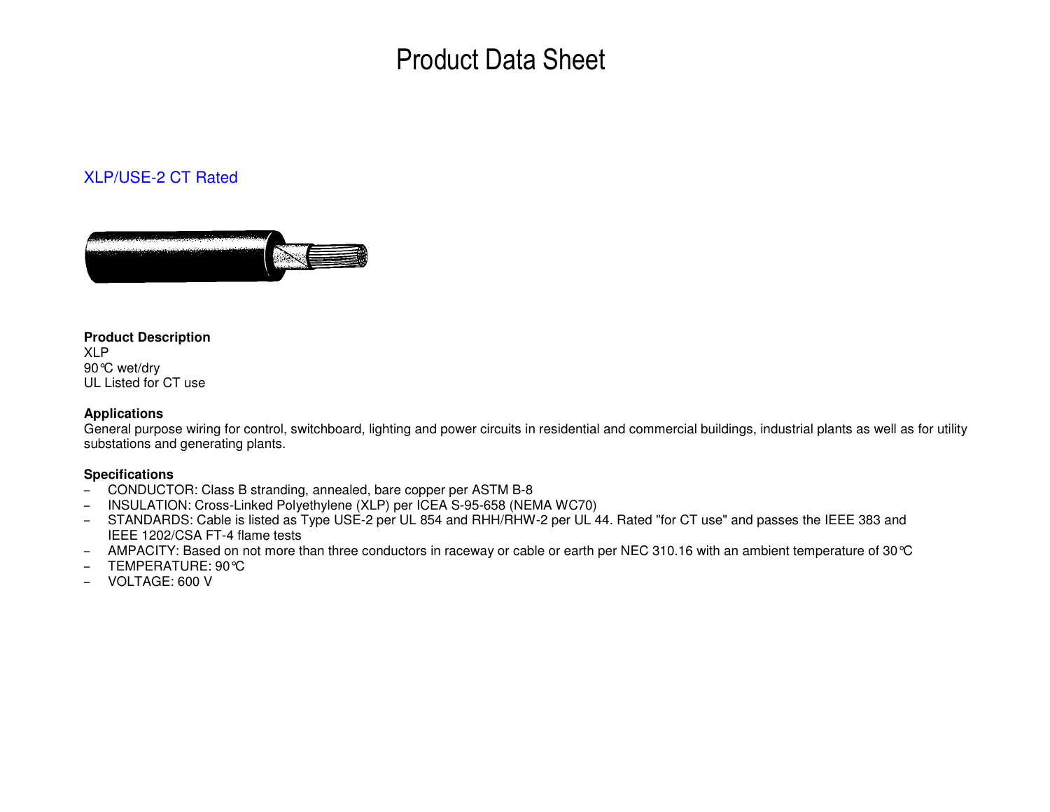# Product Data Sheet

## XLP/USE-2 CT Rated

**Product Description**
XLP
90℃ wet/dry
UL Listed for CT use

**Applications**
General purpose wiring for control, switchboard, lighting and power circuits in residential and commercial buildings, industrial plants as well as for utility substations and generating plants.

**Specifications**

- CONDUCTOR: Class B stranding, annealed, bare copper per ASTM B-8
- INSULATION: Cross-Linked Polyethylene (XLP) per ICEA S-95-658 (NEMA WC70)
- STANDARDS: Cable is listed as Type USE-2 per UL 854 and RHH/RHW-2 per UL 44. Rated "for CT use" and passes the IEEE 383 and IEEE 1202/CSA FT-4 flame tests
- AMPACITY: Based on not more than three conductors in raceway or cable or earth per NEC 310.16 with an ambient temperature of 30℃
- TEMPERATURE: 90℃
- VOLTAGE: 600 V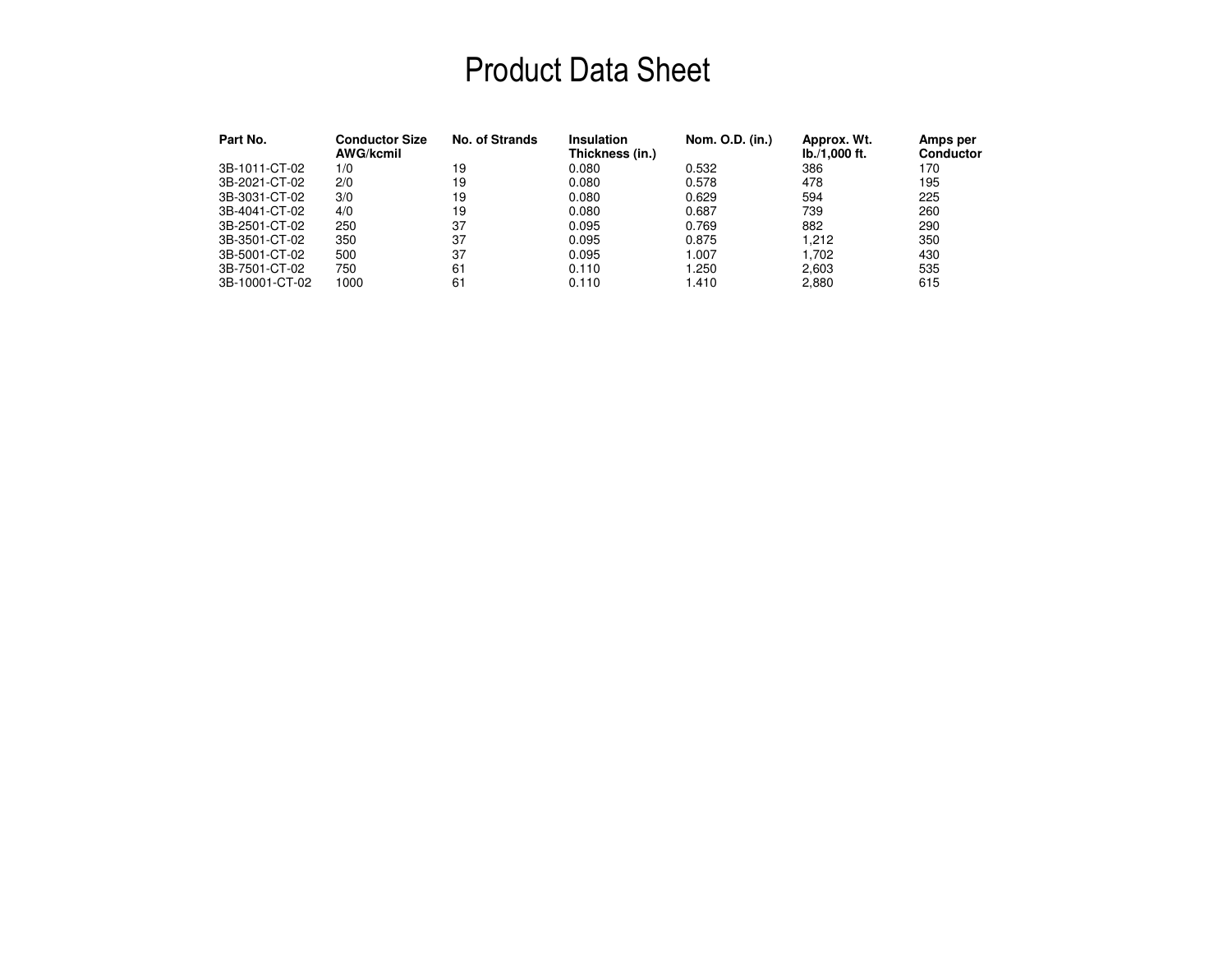# Product Data Sheet

| Part No. | Conductor Size AWG/kcmil | No. of Strands | Insulation Thickness (in.) | Nom. O.D. (in.) | Approx. Wt. lb./1,000 ft. | Amps per Conductor |
|---|---|---|---|---|---|---|
| 3B-1011-CT-02 | 1/0 | 19 | 0.080 | 0.532 | 386 | 170 |
| 3B-2021-CT-02 | 2/0 | 19 | 0.080 | 0.578 | 478 | 195 |
| 3B-3031-CT-02 | 3/0 | 19 | 0.080 | 0.629 | 594 | 225 |
| 3B-4041-CT-02 | 4/0 | 19 | 0.080 | 0.687 | 739 | 260 |
| 3B-2501-CT-02 | 250 | 37 | 0.095 | 0.769 | 882 | 290 |
| 3B-3501-CT-02 | 350 | 37 | 0.095 | 0.875 | 1,212 | 350 |
| 3B-5001-CT-02 | 500 | 37 | 0.095 | 1.007 | 1,702 | 430 |
| 3B-7501-CT-02 | 750 | 61 | 0.110 | 1.250 | 2,603 | 535 |
| 3B-10001-CT-02 | 1000 | 61 | 0.110 | 1.410 | 2,880 | 615 |